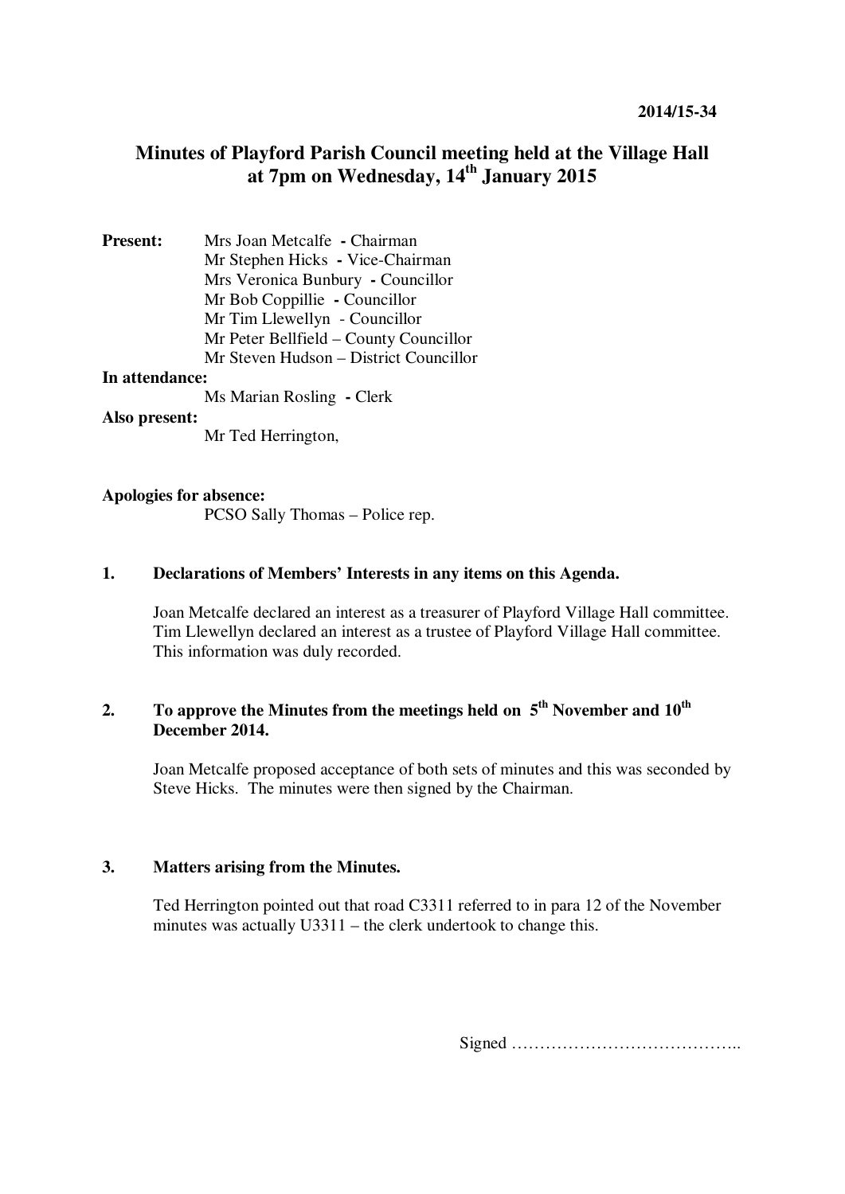**2014/15-34**

# Minutes of Playford Parish Council meeting held at the Village Hall at 7pm on Wednesday, 14th January 2015

**Present:**
Mrs Joan Metcalfe - Chairman
Mr Stephen Hicks - Vice-Chairman
Mrs Veronica Bunbury - Councillor
Mr Bob Coppillie - Councillor
Mr Tim Llewellyn - Councillor
Mr Peter Bellfield – County Councillor
Mr Steven Hudson – District Councillor

**In attendance:**
Ms Marian Rosling - Clerk

**Also present:**
Mr Ted Herrington,

**Apologies for absence:**
PCSO Sally Thomas – Police rep.

## 1. Declarations of Members' Interests in any items on this Agenda.

Joan Metcalfe declared an interest as a treasurer of Playford Village Hall committee. Tim Llewellyn declared an interest as a trustee of Playford Village Hall committee. This information was duly recorded.

## 2. To approve the Minutes from the meetings held on 5th November and 10th December 2014.

Joan Metcalfe proposed acceptance of both sets of minutes and this was seconded by Steve Hicks. The minutes were then signed by the Chairman.

## 3. Matters arising from the Minutes.

Ted Herrington pointed out that road C3311 referred to in para 12 of the November minutes was actually U3311 – the clerk undertook to change this.

Signed …………………………………..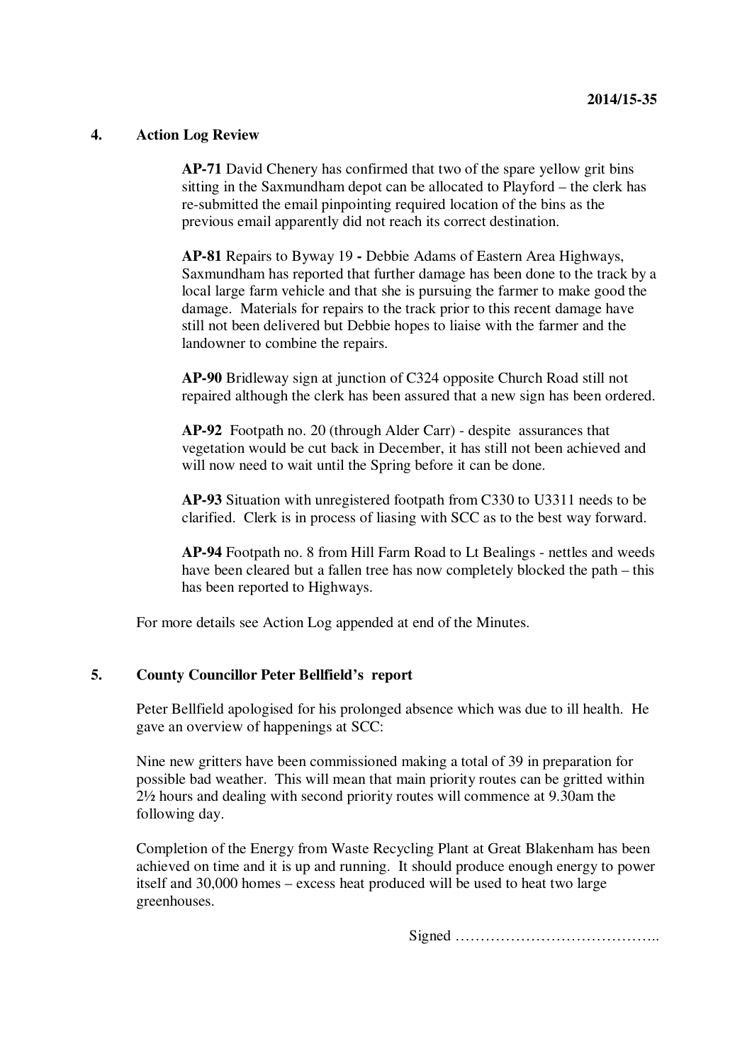## 4. Action Log Review

**AP-71** David Chenery has confirmed that two of the spare yellow grit bins sitting in the Saxmundham depot can be allocated to Playford – the clerk has re-submitted the email pinpointing required location of the bins as the previous email apparently did not reach its correct destination.

**AP-81** Repairs to Byway 19 **-** Debbie Adams of Eastern Area Highways, Saxmundham has reported that further damage has been done to the track by a local large farm vehicle and that she is pursuing the farmer to make good the damage. Materials for repairs to the track prior to this recent damage have still not been delivered but Debbie hopes to liaise with the farmer and the landowner to combine the repairs.

**AP-90** Bridleway sign at junction of C324 opposite Church Road still not repaired although the clerk has been assured that a new sign has been ordered.

**AP-92** Footpath no. 20 (through Alder Carr) - despite assurances that vegetation would be cut back in December, it has still not been achieved and will now need to wait until the Spring before it can be done.

**AP-93** Situation with unregistered footpath from C330 to U3311 needs to be clarified. Clerk is in process of liasing with SCC as to the best way forward.

**AP-94** Footpath no. 8 from Hill Farm Road to Lt Bealings - nettles and weeds have been cleared but a fallen tree has now completely blocked the path – this has been reported to Highways.

For more details see Action Log appended at end of the Minutes.

## 5. County Councillor Peter Bellfield's report

Peter Bellfield apologised for his prolonged absence which was due to ill health. He gave an overview of happenings at SCC:

Nine new gritters have been commissioned making a total of 39 in preparation for possible bad weather. This will mean that main priority routes can be gritted within 2½ hours and dealing with second priority routes will commence at 9.30am the following day.

Completion of the Energy from Waste Recycling Plant at Great Blakenham has been achieved on time and it is up and running. It should produce enough energy to power itself and 30,000 homes – excess heat produced will be used to heat two large greenhouses.

Signed …………………………………..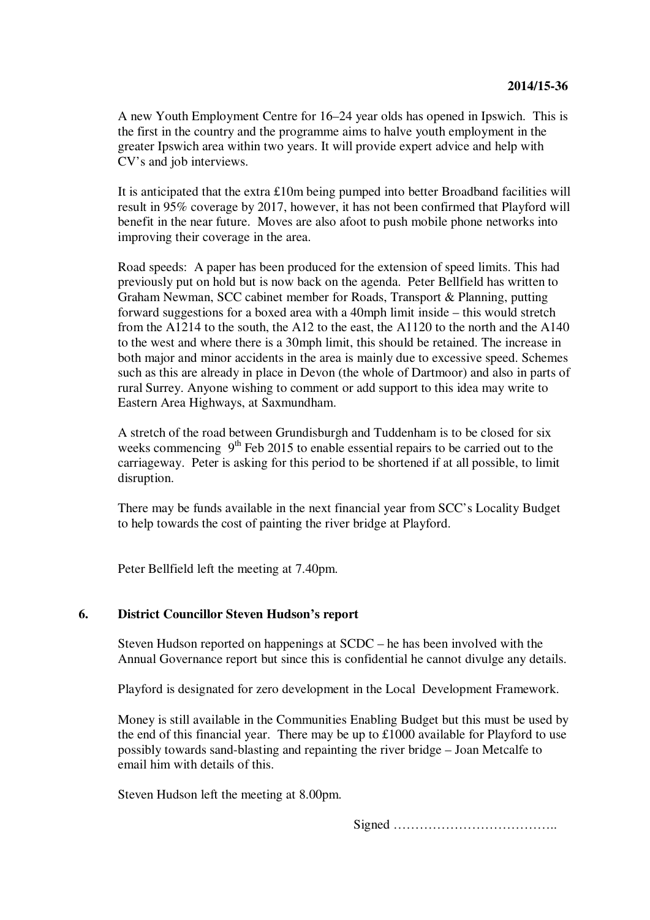A new Youth Employment Centre for 16–24 year olds has opened in Ipswich. This is the first in the country and the programme aims to halve youth employment in the greater Ipswich area within two years. It will provide expert advice and help with CV's and job interviews.

It is anticipated that the extra £10m being pumped into better Broadband facilities will result in 95% coverage by 2017, however, it has not been confirmed that Playford will benefit in the near future. Moves are also afoot to push mobile phone networks into improving their coverage in the area.

Road speeds: A paper has been produced for the extension of speed limits. This had previously put on hold but is now back on the agenda. Peter Bellfield has written to Graham Newman, SCC cabinet member for Roads, Transport & Planning, putting forward suggestions for a boxed area with a 40mph limit inside – this would stretch from the A1214 to the south, the A12 to the east, the A1120 to the north and the A140 to the west and where there is a 30mph limit, this should be retained. The increase in both major and minor accidents in the area is mainly due to excessive speed. Schemes such as this are already in place in Devon (the whole of Dartmoor) and also in parts of rural Surrey. Anyone wishing to comment or add support to this idea may write to Eastern Area Highways, at Saxmundham.

A stretch of the road between Grundisburgh and Tuddenham is to be closed for six weeks commencing 9th Feb 2015 to enable essential repairs to be carried out to the carriageway. Peter is asking for this period to be shortened if at all possible, to limit disruption.

There may be funds available in the next financial year from SCC's Locality Budget to help towards the cost of painting the river bridge at Playford.

Peter Bellfield left the meeting at 7.40pm.

## 6. District Councillor Steven Hudson's report

Steven Hudson reported on happenings at SCDC – he has been involved with the Annual Governance report but since this is confidential he cannot divulge any details.

Playford is designated for zero development in the Local Development Framework.

Money is still available in the Communities Enabling Budget but this must be used by the end of this financial year. There may be up to £1000 available for Playford to use possibly towards sand-blasting and repainting the river bridge – Joan Metcalfe to email him with details of this.

Steven Hudson left the meeting at 8.00pm.

Signed ………………………………..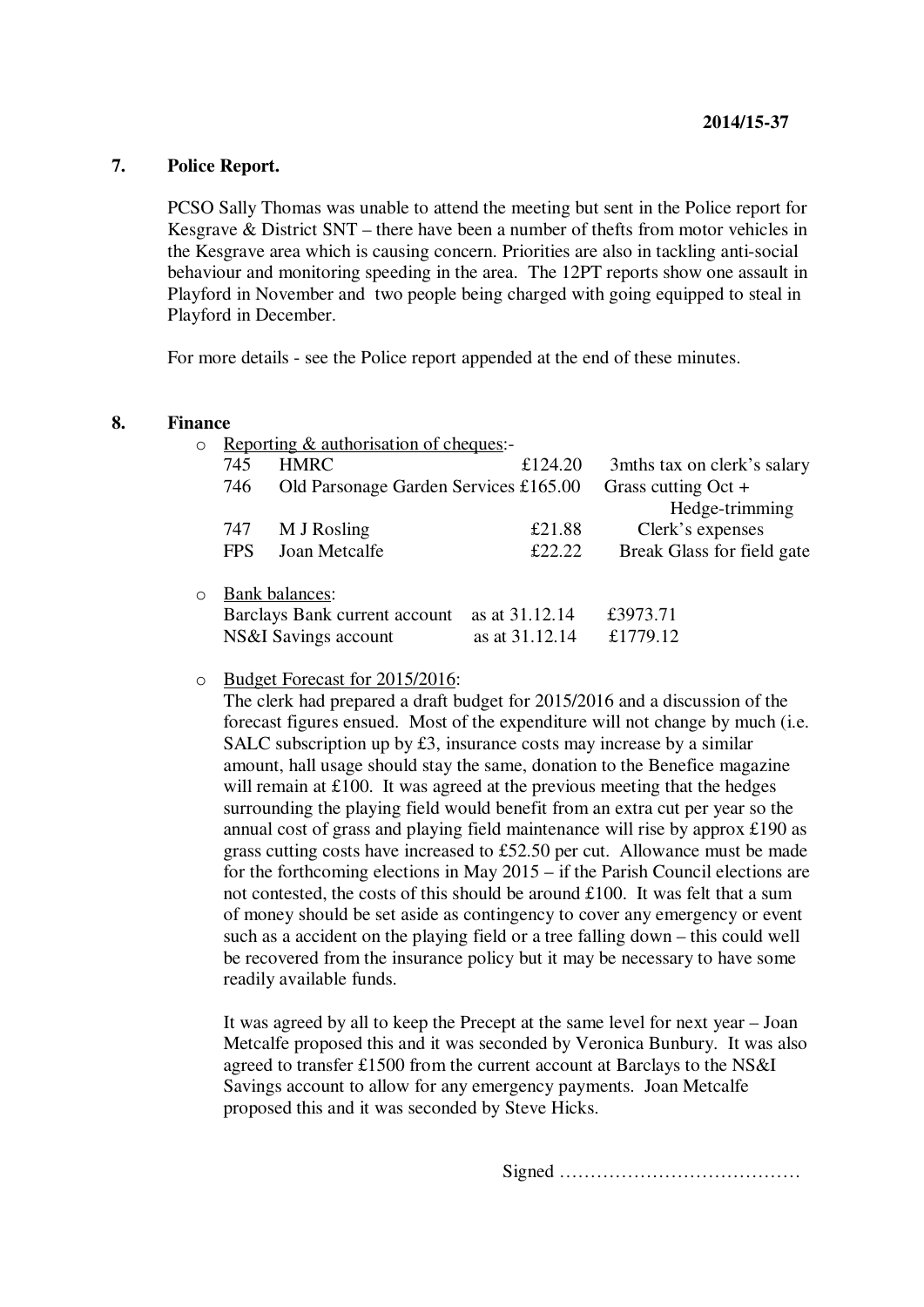**2014/15-37**

## 7. Police Report.

PCSO Sally Thomas was unable to attend the meeting but sent in the Police report for Kesgrave & District SNT – there have been a number of thefts from motor vehicles in the Kesgrave area which is causing concern. Priorities are also in tackling anti-social behaviour and monitoring speeding in the area. The 12PT reports show one assault in Playford in November and two people being charged with going equipped to steal in Playford in December.

For more details - see the Police report appended at the end of these minutes.

## 8. Finance

- Reporting & authorisation of cheques:-

| | | | |
|---|---|---|---|
| 745 | HMRC | £124.20 | 3mths tax on clerk's salary |
| 746 | Old Parsonage Garden Services | £165.00 | Grass cutting Oct + Hedge-trimming |
| 747 | M J Rosling | £21.88 | Clerk's expenses |
| FPS | Joan Metcalfe | £22.22 | Break Glass for field gate |

- Bank balances:

| | | |
|---|---|---|
| Barclays Bank current account | as at 31.12.14 | £3973.71 |
| NS&I Savings account | as at 31.12.14 | £1779.12 |

- Budget Forecast for 2015/2016:

  The clerk had prepared a draft budget for 2015/2016 and a discussion of the forecast figures ensued. Most of the expenditure will not change by much (i.e. SALC subscription up by £3, insurance costs may increase by a similar amount, hall usage should stay the same, donation to the Benefice magazine will remain at £100. It was agreed at the previous meeting that the hedges surrounding the playing field would benefit from an extra cut per year so the annual cost of grass and playing field maintenance will rise by approx £190 as grass cutting costs have increased to £52.50 per cut. Allowance must be made for the forthcoming elections in May 2015 – if the Parish Council elections are not contested, the costs of this should be around £100. It was felt that a sum of money should be set aside as contingency to cover any emergency or event such as a accident on the playing field or a tree falling down – this could well be recovered from the insurance policy but it may be necessary to have some readily available funds.

  It was agreed by all to keep the Precept at the same level for next year – Joan Metcalfe proposed this and it was seconded by Veronica Bunbury. It was also agreed to transfer £1500 from the current account at Barclays to the NS&I Savings account to allow for any emergency payments. Joan Metcalfe proposed this and it was seconded by Steve Hicks.

Signed …………………………………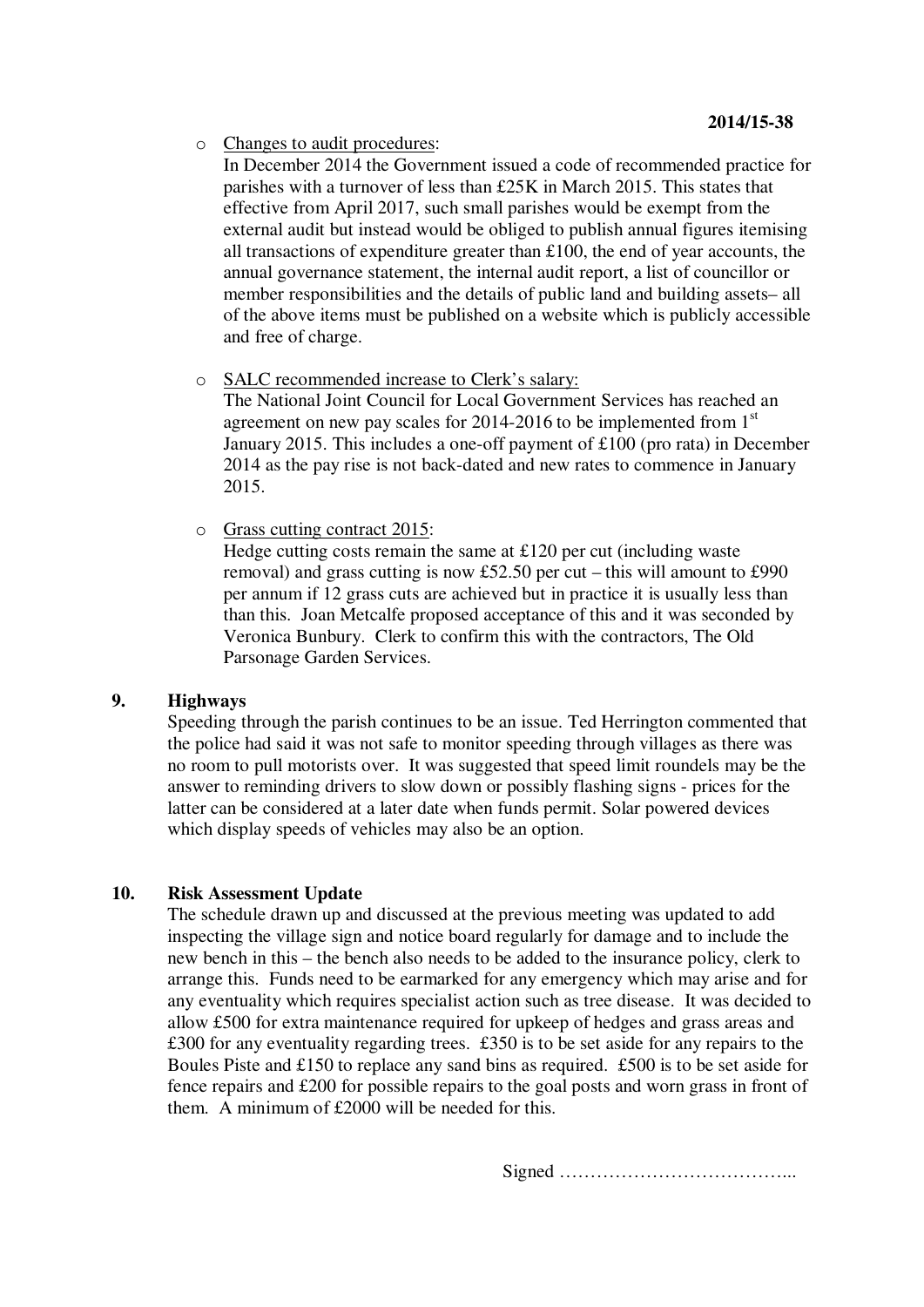**2014/15-38**

- Changes to audit procedures:
  In December 2014 the Government issued a code of recommended practice for parishes with a turnover of less than £25K in March 2015. This states that effective from April 2017, such small parishes would be exempt from the external audit but instead would be obliged to publish annual figures itemising all transactions of expenditure greater than £100, the end of year accounts, the annual governance statement, the internal audit report, a list of councillor or member responsibilities and the details of public land and building assets– all of the above items must be published on a website which is publicly accessible and free of charge.

- SALC recommended increase to Clerk's salary:
  The National Joint Council for Local Government Services has reached an agreement on new pay scales for 2014-2016 to be implemented from 1st January 2015. This includes a one-off payment of £100 (pro rata) in December 2014 as the pay rise is not back-dated and new rates to commence in January 2015.

- Grass cutting contract 2015:
  Hedge cutting costs remain the same at £120 per cut (including waste removal) and grass cutting is now £52.50 per cut – this will amount to £990 per annum if 12 grass cuts are achieved but in practice it is usually less than than this. Joan Metcalfe proposed acceptance of this and it was seconded by Veronica Bunbury. Clerk to confirm this with the contractors, The Old Parsonage Garden Services.

**9. Highways**

Speeding through the parish continues to be an issue. Ted Herrington commented that the police had said it was not safe to monitor speeding through villages as there was no room to pull motorists over. It was suggested that speed limit roundels may be the answer to reminding drivers to slow down or possibly flashing signs - prices for the latter can be considered at a later date when funds permit. Solar powered devices which display speeds of vehicles may also be an option.

**10. Risk Assessment Update**

The schedule drawn up and discussed at the previous meeting was updated to add inspecting the village sign and notice board regularly for damage and to include the new bench in this – the bench also needs to be added to the insurance policy, clerk to arrange this. Funds need to be earmarked for any emergency which may arise and for any eventuality which requires specialist action such as tree disease. It was decided to allow £500 for extra maintenance required for upkeep of hedges and grass areas and £300 for any eventuality regarding trees. £350 is to be set aside for any repairs to the Boules Piste and £150 to replace any sand bins as required. £500 is to be set aside for fence repairs and £200 for possible repairs to the goal posts and worn grass in front of them. A minimum of £2000 will be needed for this.

Signed ………………………………...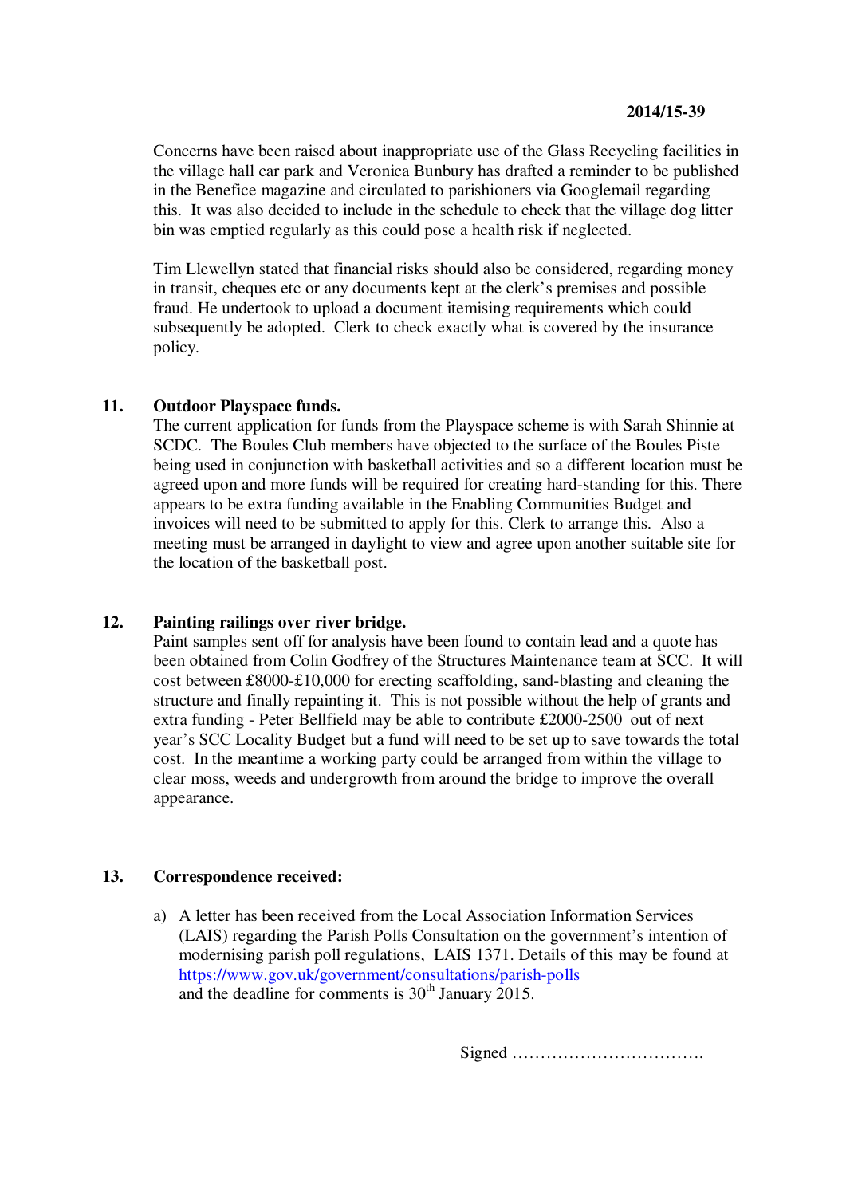Concerns have been raised about inappropriate use of the Glass Recycling facilities in the village hall car park and Veronica Bunbury has drafted a reminder to be published in the Benefice magazine and circulated to parishioners via Googlemail regarding this. It was also decided to include in the schedule to check that the village dog litter bin was emptied regularly as this could pose a health risk if neglected.

Tim Llewellyn stated that financial risks should also be considered, regarding money in transit, cheques etc or any documents kept at the clerk's premises and possible fraud. He undertook to upload a document itemising requirements which could subsequently be adopted. Clerk to check exactly what is covered by the insurance policy.

## 11. Outdoor Playspace funds.

The current application for funds from the Playspace scheme is with Sarah Shinnie at SCDC. The Boules Club members have objected to the surface of the Boules Piste being used in conjunction with basketball activities and so a different location must be agreed upon and more funds will be required for creating hard-standing for this. There appears to be extra funding available in the Enabling Communities Budget and invoices will need to be submitted to apply for this. Clerk to arrange this. Also a meeting must be arranged in daylight to view and agree upon another suitable site for the location of the basketball post.

## 12. Painting railings over river bridge.

Paint samples sent off for analysis have been found to contain lead and a quote has been obtained from Colin Godfrey of the Structures Maintenance team at SCC. It will cost between £8000-£10,000 for erecting scaffolding, sand-blasting and cleaning the structure and finally repainting it. This is not possible without the help of grants and extra funding - Peter Bellfield may be able to contribute £2000-2500 out of next year's SCC Locality Budget but a fund will need to be set up to save towards the total cost. In the meantime a working party could be arranged from within the village to clear moss, weeds and undergrowth from around the bridge to improve the overall appearance.

## 13. Correspondence received:

a) A letter has been received from the Local Association Information Services (LAIS) regarding the Parish Polls Consultation on the government's intention of modernising parish poll regulations, LAIS 1371. Details of this may be found at https://www.gov.uk/government/consultations/parish-polls and the deadline for comments is 30th January 2015.

Signed …………………………….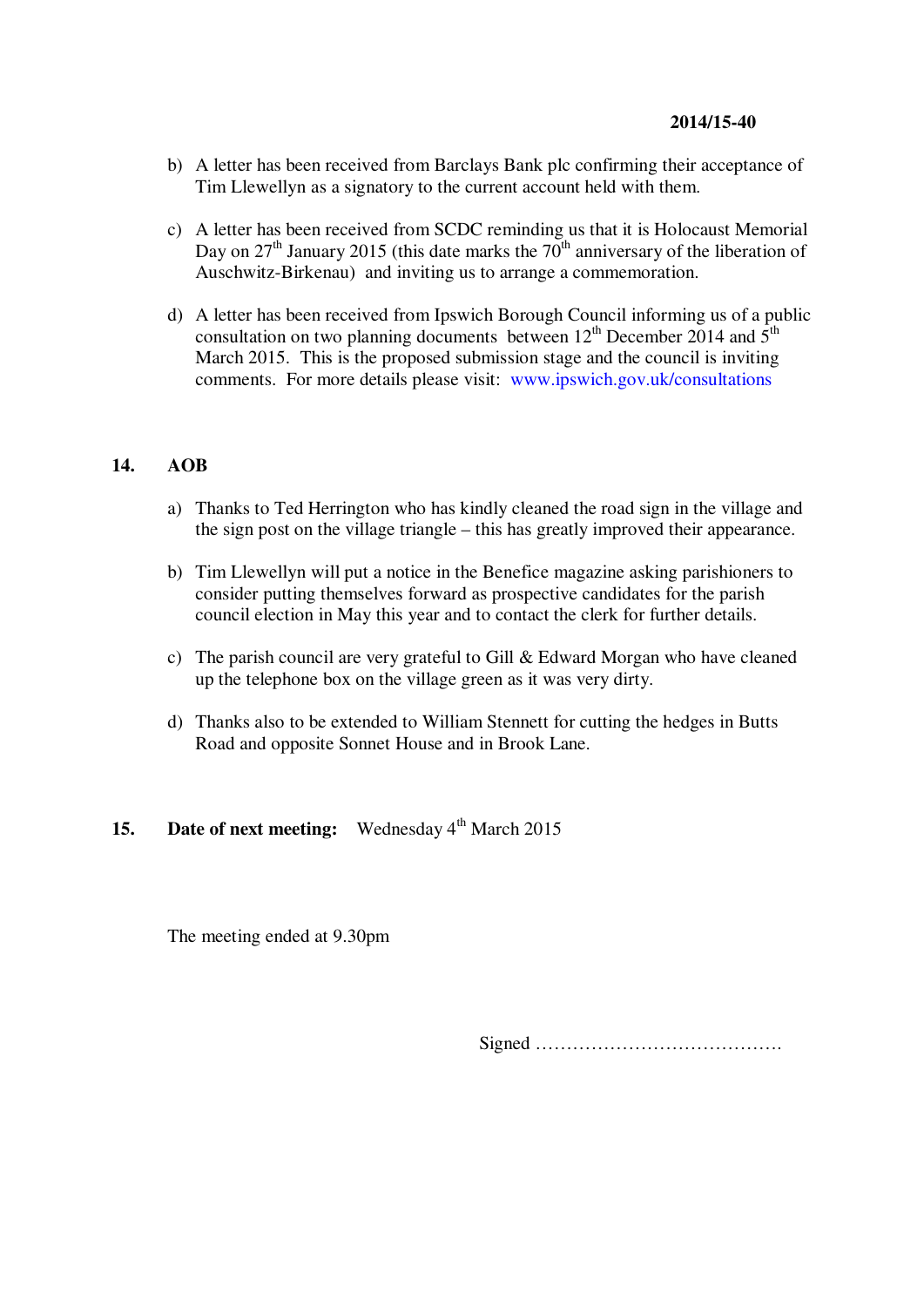b) A letter has been received from Barclays Bank plc confirming their acceptance of Tim Llewellyn as a signatory to the current account held with them.

c) A letter has been received from SCDC reminding us that it is Holocaust Memorial Day on 27th January 2015 (this date marks the 70th anniversary of the liberation of Auschwitz-Birkenau) and inviting us to arrange a commemoration.

d) A letter has been received from Ipswich Borough Council informing us of a public consultation on two planning documents between 12th December 2014 and 5th March 2015. This is the proposed submission stage and the council is inviting comments. For more details please visit: www.ipswich.gov.uk/consultations

## 14. AOB

a) Thanks to Ted Herrington who has kindly cleaned the road sign in the village and the sign post on the village triangle – this has greatly improved their appearance.

b) Tim Llewellyn will put a notice in the Benefice magazine asking parishioners to consider putting themselves forward as prospective candidates for the parish council election in May this year and to contact the clerk for further details.

c) The parish council are very grateful to Gill & Edward Morgan who have cleaned up the telephone box on the village green as it was very dirty.

d) Thanks also to be extended to William Stennett for cutting the hedges in Butts Road and opposite Sonnet House and in Brook Lane.

## 15. Date of next meeting: Wednesday 4th March 2015

The meeting ended at 9.30pm

Signed ………………………………….